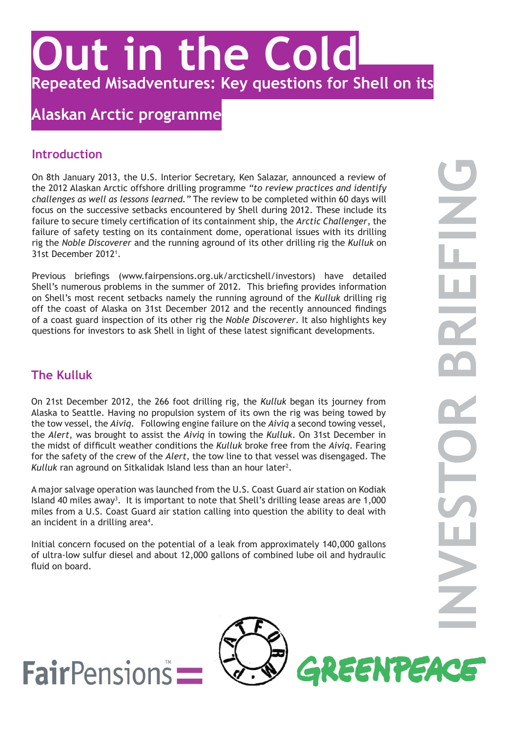# Out in the Cold

## Repeated Misadventures: Key questions for Shell on its Alaskan Arctic programme

INVESTOR BRIEFING

### Introduction

On 8th January 2013, the U.S. Interior Secretary, Ken Salazar, announced a review of the 2012 Alaskan Arctic offshore drilling programme *"to review practices and identify challenges as well as lessons learned."* The review to be completed within 60 days will focus on the successive setbacks encountered by Shell during 2012. These include its failure to secure timely certification of its containment ship, the *Arctic Challenger*, the failure of safety testing on its containment dome, operational issues with its drilling rig the *Noble Discoverer* and the running aground of its other drilling rig the *Kulluk* on 31st December 2012[1].

Previous briefings (www.fairpensions.org.uk/arcticshell/investors) have detailed Shell's numerous problems in the summer of 2012. This briefing provides information on Shell's most recent setbacks namely the running aground of the *Kulluk* drilling rig off the coast of Alaska on 31st December 2012 and the recently announced findings of a coast guard inspection of its other rig the *Noble Discoverer*. It also highlights key questions for investors to ask Shell in light of these latest significant developments.

### The Kulluk

On 21st December 2012, the 266 foot drilling rig, the *Kulluk* began its journey from Alaska to Seattle. Having no propulsion system of its own the rig was being towed by the tow vessel, the *Aiviq*. Following engine failure on the *Aiviq* a second towing vessel, the *Alert*, was brought to assist the *Aiviq* in towing the *Kulluk*. On 31st December in the midst of difficult weather conditions the *Kulluk* broke free from the *Aiviq*. Fearing for the safety of the crew of the *Alert,* the tow line to that vessel was disengaged. The *Kulluk* ran aground on Sitkalidak Island less than an hour later[2].

A major salvage operation was launched from the U.S. Coast Guard air station on Kodiak Island 40 miles away[3]. It is important to note that Shell's drilling lease areas are 1,000 miles from a U.S. Coast Guard air station calling into question the ability to deal with an incident in a drilling area[4].

Initial concern focused on the potential of a leak from approximately 140,000 gallons of ultra-low sulfur diesel and about 12,000 gallons of combined lube oil and hydraulic fluid on board.

FairPensions™ PLATFORM GREENPEACE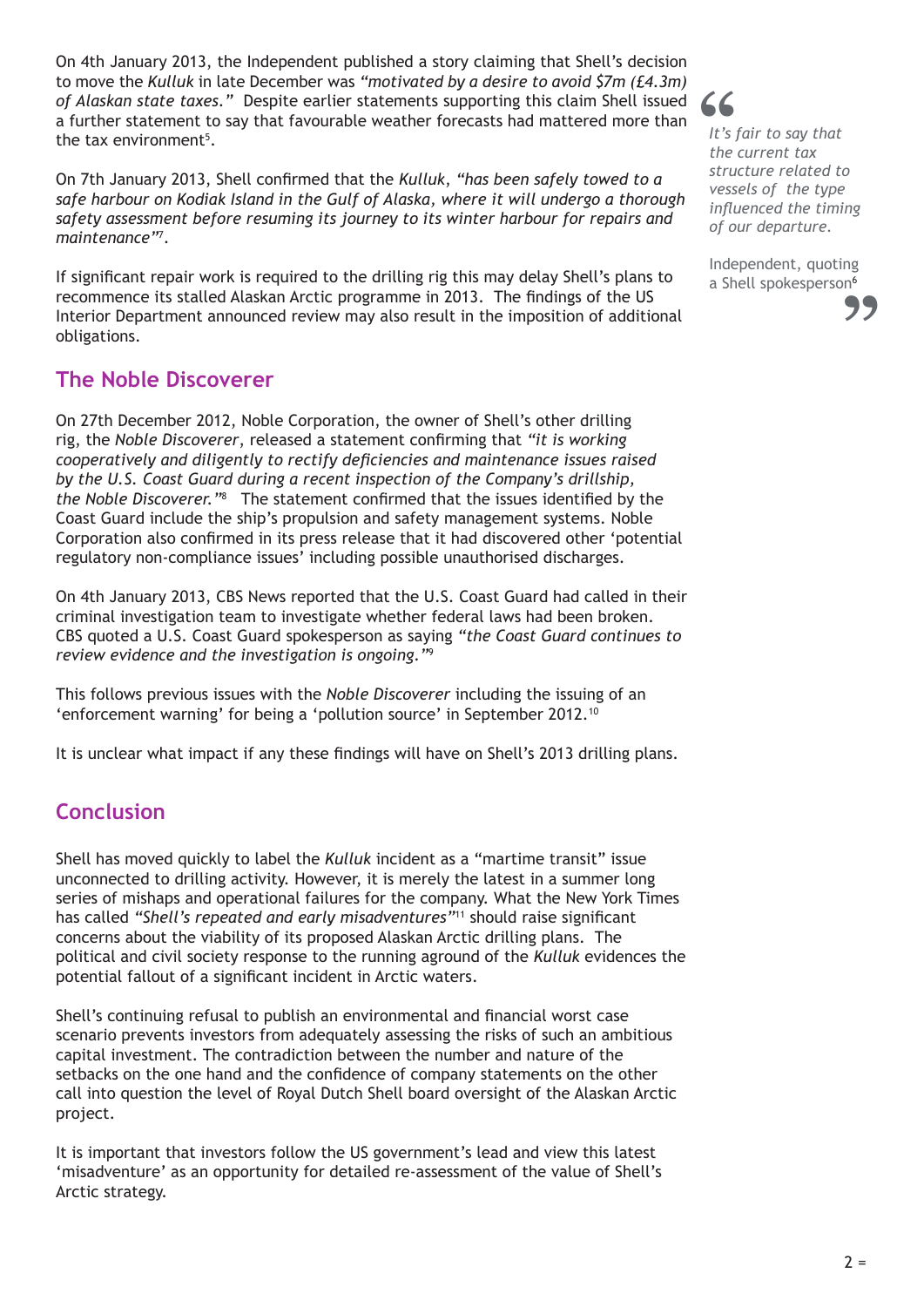On 4th January 2013, the Independent published a story claiming that Shell's decision to move the *Kulluk* in late December was *"motivated by a desire to avoid $7m (£4.3m) of Alaskan state taxes."* Despite earlier statements supporting this claim Shell issued a further statement to say that favourable weather forecasts had mattered more than the tax environment[5].

> *It's fair to say that the current tax structure related to vessels of the type influenced the timing of our departure.*
>
> Independent, quoting a Shell spokesperson[6]

On 7th January 2013, Shell confirmed that the *Kulluk*, *"has been safely towed to a safe harbour on Kodiak Island in the Gulf of Alaska, where it will undergo a thorough safety assessment before resuming its journey to its winter harbour for repairs and maintenance"*[7].

If significant repair work is required to the drilling rig this may delay Shell's plans to recommence its stalled Alaskan Arctic programme in 2013. The findings of the US Interior Department announced review may also result in the imposition of additional obligations.

## The Noble Discoverer

On 27th December 2012, Noble Corporation, the owner of Shell's other drilling rig, the *Noble Discoverer*, released a statement confirming that *"it is working cooperatively and diligently to rectify deficiencies and maintenance issues raised by the U.S. Coast Guard during a recent inspection of the Company's drillship, the Noble Discoverer."*[8] The statement confirmed that the issues identified by the Coast Guard include the ship's propulsion and safety management systems. Noble Corporation also confirmed in its press release that it had discovered other 'potential regulatory non-compliance issues' including possible unauthorised discharges.

On 4th January 2013, CBS News reported that the U.S. Coast Guard had called in their criminal investigation team to investigate whether federal laws had been broken. CBS quoted a U.S. Coast Guard spokesperson as saying *"the Coast Guard continues to review evidence and the investigation is ongoing."*[9]

This follows previous issues with the *Noble Discoverer* including the issuing of an 'enforcement warning' for being a 'pollution source' in September 2012.[10]

It is unclear what impact if any these findings will have on Shell's 2013 drilling plans.

## Conclusion

Shell has moved quickly to label the *Kulluk* incident as a "martime transit" issue unconnected to drilling activity. However, it is merely the latest in a summer long series of mishaps and operational failures for the company. What the New York Times has called *"Shell's repeated and early misadventures"*[11] should raise significant concerns about the viability of its proposed Alaskan Arctic drilling plans. The political and civil society response to the running aground of the *Kulluk* evidences the potential fallout of a significant incident in Arctic waters.

Shell's continuing refusal to publish an environmental and financial worst case scenario prevents investors from adequately assessing the risks of such an ambitious capital investment. The contradiction between the number and nature of the setbacks on the one hand and the confidence of company statements on the other call into question the level of Royal Dutch Shell board oversight of the Alaskan Arctic project.

It is important that investors follow the US government's lead and view this latest 'misadventure' as an opportunity for detailed re-assessment of the value of Shell's Arctic strategy.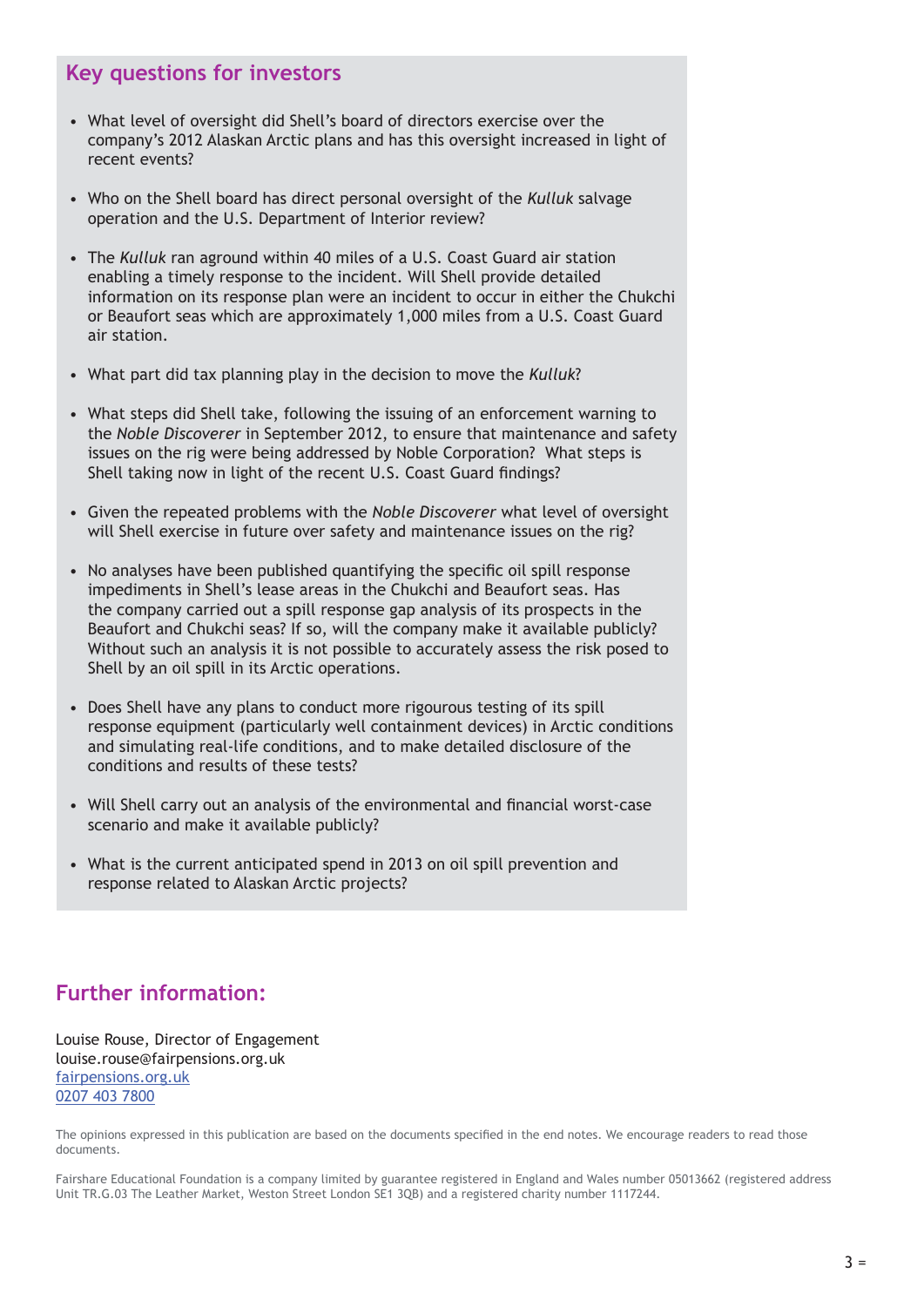## Key questions for investors

- What level of oversight did Shell's board of directors exercise over the company's 2012 Alaskan Arctic plans and has this oversight increased in light of recent events?
- Who on the Shell board has direct personal oversight of the *Kulluk* salvage operation and the U.S. Department of Interior review?
- The *Kulluk* ran aground within 40 miles of a U.S. Coast Guard air station enabling a timely response to the incident. Will Shell provide detailed information on its response plan were an incident to occur in either the Chukchi or Beaufort seas which are approximately 1,000 miles from a U.S. Coast Guard air station.
- What part did tax planning play in the decision to move the *Kulluk*?
- What steps did Shell take, following the issuing of an enforcement warning to the *Noble Discoverer* in September 2012, to ensure that maintenance and safety issues on the rig were being addressed by Noble Corporation? What steps is Shell taking now in light of the recent U.S. Coast Guard findings?
- Given the repeated problems with the *Noble Discoverer* what level of oversight will Shell exercise in future over safety and maintenance issues on the rig?
- No analyses have been published quantifying the specific oil spill response impediments in Shell's lease areas in the Chukchi and Beaufort seas. Has the company carried out a spill response gap analysis of its prospects in the Beaufort and Chukchi seas? If so, will the company make it available publicly? Without such an analysis it is not possible to accurately assess the risk posed to Shell by an oil spill in its Arctic operations.
- Does Shell have any plans to conduct more rigourous testing of its spill response equipment (particularly well containment devices) in Arctic conditions and simulating real-life conditions, and to make detailed disclosure of the conditions and results of these tests?
- Will Shell carry out an analysis of the environmental and financial worst-case scenario and make it available publicly?
- What is the current anticipated spend in 2013 on oil spill prevention and response related to Alaskan Arctic projects?

## Further information:

Louise Rouse, Director of Engagement
louise.rouse@fairpensions.org.uk
fairpensions.org.uk
0207 403 7800

The opinions expressed in this publication are based on the documents specified in the end notes. We encourage readers to read those documents.

Fairshare Educational Foundation is a company limited by guarantee registered in England and Wales number 05013662 (registered address Unit TR.G.03 The Leather Market, Weston Street London SE1 3QB) and a registered charity number 1117244.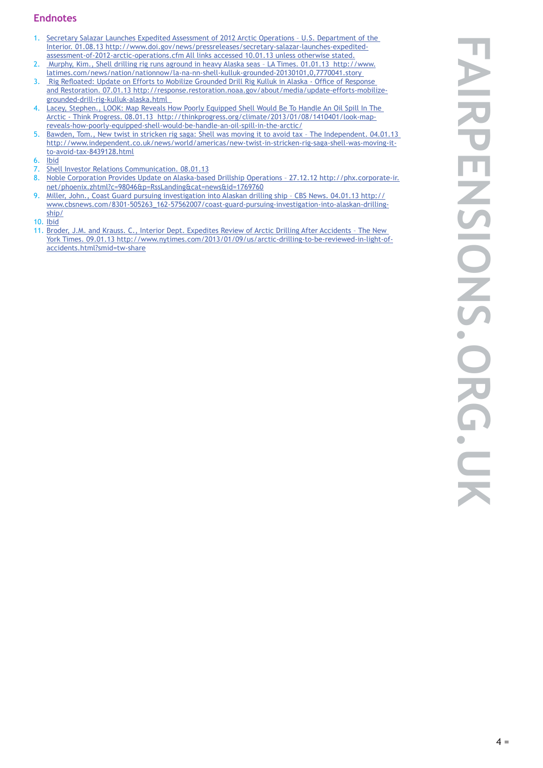## Endnotes

1. Secretary Salazar Launches Expedited Assessment of 2012 Arctic Operations – U.S. Department of the Interior. 01.08.13 http://www.doi.gov/news/pressreleases/secretary-salazar-launches-expedited-assessment-of-2012-arctic-operations.cfm All links accessed 10.01.13 unless otherwise stated.
2. Murphy, Kim., Shell drilling rig runs aground in heavy Alaska seas – LA Times. 01.01.13 http://www.latimes.com/news/nation/nationnow/la-na-nn-shell-kulluk-grounded-20130101,0,7770041.story
3. Rig Refloated: Update on Efforts to Mobilize Grounded Drill Rig Kulluk in Alaska - Office of Response and Restoration. 07.01.13 http://response.restoration.noaa.gov/about/media/update-efforts-mobilize-grounded-drill-rig-kulluk-alaska.html
4. Lacey, Stephen., LOOK: Map Reveals How Poorly Equipped Shell Would Be To Handle An Oil Spill In The Arctic - Think Progress. 08.01.13 http://thinkprogress.org/climate/2013/01/08/1410401/look-map-reveals-how-poorly-equipped-shell-would-be-handle-an-oil-spill-in-the-arctic/
5. Bawden, Tom., New twist in stricken rig saga: Shell was moving it to avoid tax – The Independent. 04.01.13 http://www.independent.co.uk/news/world/americas/new-twist-in-stricken-rig-saga-shell-was-moving-it-to-avoid-tax-8439128.html
6. Ibid
7. Shell Investor Relations Communication. 08.01.13
8. Noble Corporation Provides Update on Alaska-based Drillship Operations – 27.12.12 http://phx.corporate-ir.net/phoenix.zhtml?c=98046&p=RssLanding&cat=news&id=1769760
9. Miller, John., Coast Guard pursuing investigation into Alaskan drilling ship – CBS News. 04.01.13 http://www.cbsnews.com/8301-505263_162-57562007/coast-guard-pursuing-investigation-into-alaskan-drilling-ship/
10. Ibid
11. Broder, J.M. and Krauss. C., Interior Dept. Expedites Review of Arctic Drilling After Accidents – The New York Times. 09.01.13 http://www.nytimes.com/2013/01/09/us/arctic-drilling-to-be-reviewed-in-light-of-accidents.html?smid=tw-share

FAIRPENSIONS.ORG.UK